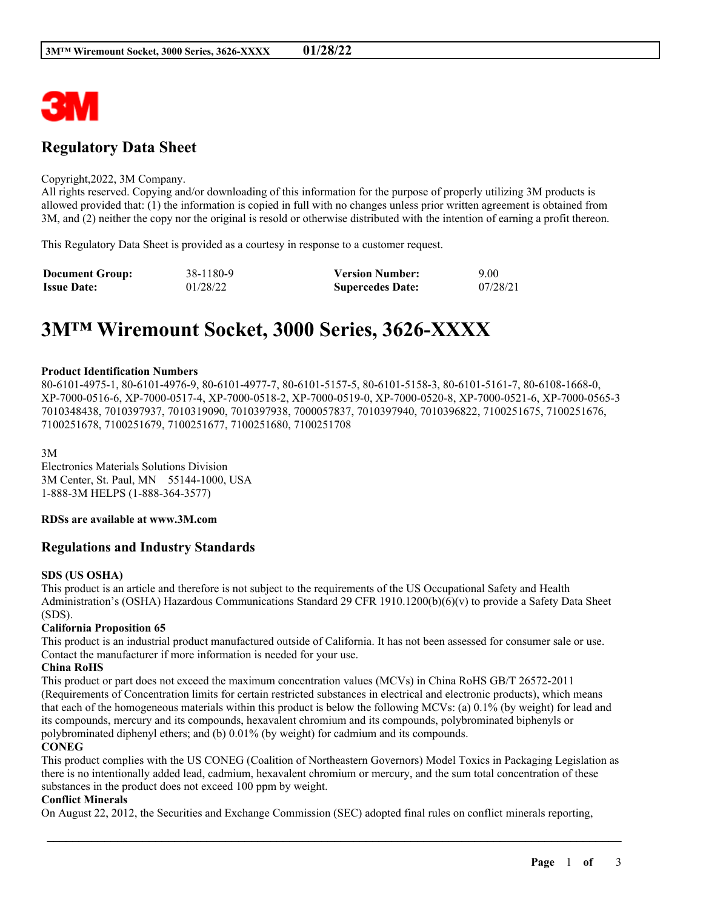## Regulatory Data Sheet

Copyright,2022, 3M Company.
All rights reserved. Copying and/or downloading of this information for the purpose of properly utilizing 3M products is allowed provided that: (1) the information is copied in full with no changes unless prior written agreement is obtained from 3M, and (2) neither the copy nor the original is resold or otherwise distributed with the intention of earning a profit thereon.

This Regulatory Data Sheet is provided as a courtesy in response to a customer request.

| | | | |
|---|---|---|---|
| **Document Group:** | 38-1180-9 | **Version Number:** | 9.00 |
| **Issue Date:** | 01/28/22 | **Supercedes Date:** | 07/28/21 |

# 3M™ Wiremount Socket, 3000 Series, 3626-XXXX

**Product Identification Numbers**
80-6101-4975-1, 80-6101-4976-9, 80-6101-4977-7, 80-6101-5157-5, 80-6101-5158-3, 80-6101-5161-7, 80-6108-1668-0, XP-7000-0516-6, XP-7000-0517-4, XP-7000-0518-2, XP-7000-0519-0, XP-7000-0520-8, XP-7000-0521-6, XP-7000-0565-3
7010348438, 7010397937, 7010319090, 7010397938, 7000057837, 7010397940, 7010396822, 7100251675, 7100251676, 7100251678, 7100251679, 7100251677, 7100251680, 7100251708

3M
Electronics Materials Solutions Division
3M Center, St. Paul, MN 55144-1000, USA
1-888-3M HELPS (1-888-364-3577)

**RDSs are available at www.3M.com**

## Regulations and Industry Standards

**SDS (US OSHA)**
This product is an article and therefore is not subject to the requirements of the US Occupational Safety and Health Administration's (OSHA) Hazardous Communications Standard 29 CFR 1910.1200(b)(6)(v) to provide a Safety Data Sheet (SDS).

**California Proposition 65**
This product is an industrial product manufactured outside of California. It has not been assessed for consumer sale or use. Contact the manufacturer if more information is needed for your use.

**China RoHS**
This product or part does not exceed the maximum concentration values (MCVs) in China RoHS GB/T 26572-2011 (Requirements of Concentration limits for certain restricted substances in electrical and electronic products), which means that each of the homogeneous materials within this product is below the following MCVs: (a) 0.1% (by weight) for lead and its compounds, mercury and its compounds, hexavalent chromium and its compounds, polybrominated biphenyls or polybrominated diphenyl ethers; and (b) 0.01% (by weight) for cadmium and its compounds.

**CONEG**
This product complies with the US CONEG (Coalition of Northeastern Governors) Model Toxics in Packaging Legislation as there is no intentionally added lead, cadmium, hexavalent chromium or mercury, and the sum total concentration of these substances in the product does not exceed 100 ppm by weight.

**Conflict Minerals**
On August 22, 2012, the Securities and Exchange Commission (SEC) adopted final rules on conflict minerals reporting,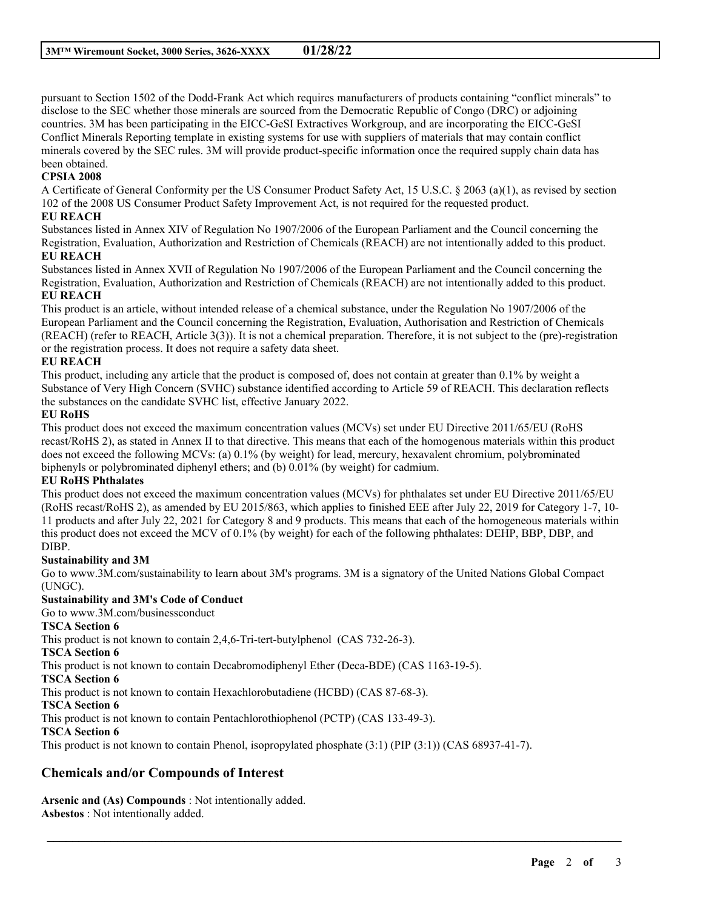pursuant to Section 1502 of the Dodd-Frank Act which requires manufacturers of products containing "conflict minerals" to disclose to the SEC whether those minerals are sourced from the Democratic Republic of Congo (DRC) or adjoining countries. 3M has been participating in the EICC-GeSI Extractives Workgroup, and are incorporating the EICC-GeSI Conflict Minerals Reporting template in existing systems for use with suppliers of materials that may contain conflict minerals covered by the SEC rules. 3M will provide product-specific information once the required supply chain data has been obtained.

**CPSIA 2008**

A Certificate of General Conformity per the US Consumer Product Safety Act, 15 U.S.C. § 2063 (a)(1), as revised by section 102 of the 2008 US Consumer Product Safety Improvement Act, is not required for the requested product.

**EU REACH**

Substances listed in Annex XIV of Regulation No 1907/2006 of the European Parliament and the Council concerning the Registration, Evaluation, Authorization and Restriction of Chemicals (REACH) are not intentionally added to this product.

**EU REACH**

Substances listed in Annex XVII of Regulation No 1907/2006 of the European Parliament and the Council concerning the Registration, Evaluation, Authorization and Restriction of Chemicals (REACH) are not intentionally added to this product.

**EU REACH**

This product is an article, without intended release of a chemical substance, under the Regulation No 1907/2006 of the European Parliament and the Council concerning the Registration, Evaluation, Authorisation and Restriction of Chemicals (REACH) (refer to REACH, Article 3(3)). It is not a chemical preparation. Therefore, it is not subject to the (pre)-registration or the registration process. It does not require a safety data sheet.

**EU REACH**

This product, including any article that the product is composed of, does not contain at greater than 0.1% by weight a Substance of Very High Concern (SVHC) substance identified according to Article 59 of REACH. This declaration reflects the substances on the candidate SVHC list, effective January 2022.

**EU RoHS**

This product does not exceed the maximum concentration values (MCVs) set under EU Directive 2011/65/EU (RoHS recast/RoHS 2), as stated in Annex II to that directive. This means that each of the homogenous materials within this product does not exceed the following MCVs: (a) 0.1% (by weight) for lead, mercury, hexavalent chromium, polybrominated biphenyls or polybrominated diphenyl ethers; and (b) 0.01% (by weight) for cadmium.

**EU RoHS Phthalates**

This product does not exceed the maximum concentration values (MCVs) for phthalates set under EU Directive 2011/65/EU (RoHS recast/RoHS 2), as amended by EU 2015/863, which applies to finished EEE after July 22, 2019 for Category 1-7, 10-11 products and after July 22, 2021 for Category 8 and 9 products. This means that each of the homogeneous materials within this product does not exceed the MCV of 0.1% (by weight) for each of the following phthalates: DEHP, BBP, DBP, and DIBP.

**Sustainability and 3M**

Go to www.3M.com/sustainability to learn about 3M's programs. 3M is a signatory of the United Nations Global Compact (UNGC).

**Sustainability and 3M's Code of Conduct**

Go to www.3M.com/businessconduct

**TSCA Section 6**

This product is not known to contain 2,4,6-Tri-tert-butylphenol (CAS 732-26-3).

**TSCA Section 6**

This product is not known to contain Decabromodiphenyl Ether (Deca-BDE) (CAS 1163-19-5).

**TSCA Section 6**

This product is not known to contain Hexachlorobutadiene (HCBD) (CAS 87-68-3).

**TSCA Section 6**

This product is not known to contain Pentachlorothiophenol (PCTP) (CAS 133-49-3).

**TSCA Section 6**

This product is not known to contain Phenol, isopropylated phosphate (3:1) (PIP (3:1)) (CAS 68937-41-7).

## Chemicals and/or Compounds of Interest

**Arsenic and (As) Compounds** : Not intentionally added.
**Asbestos** : Not intentionally added.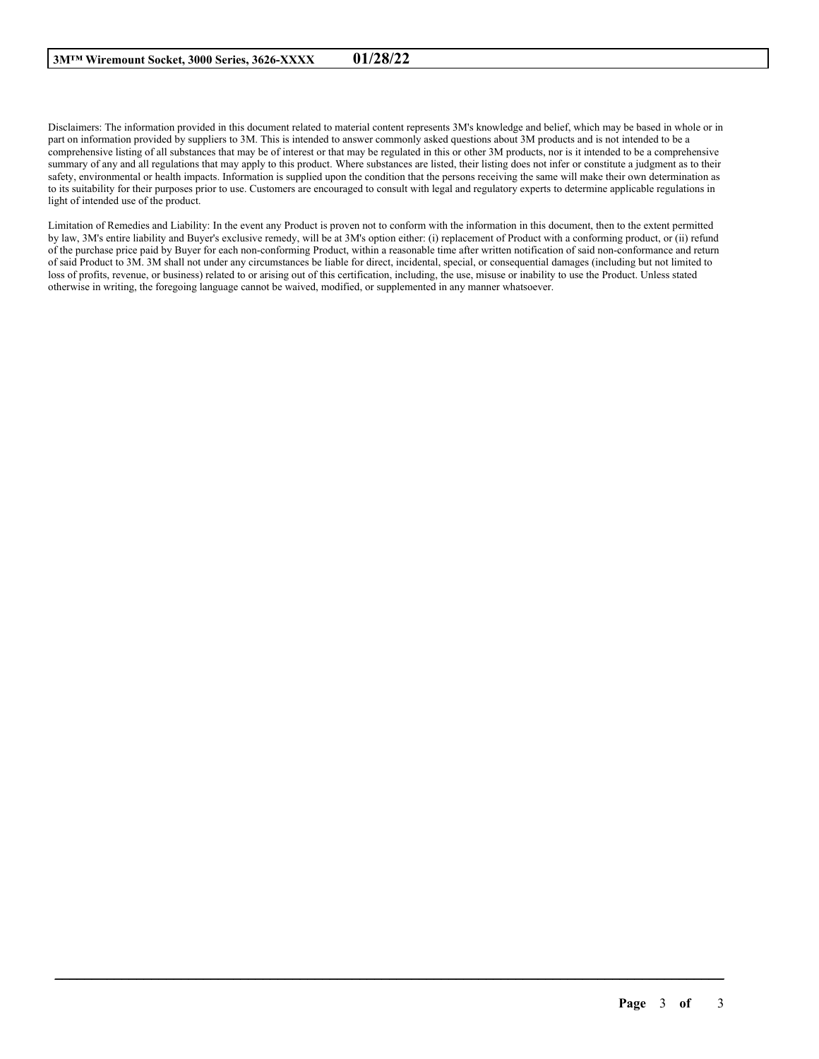Disclaimers: The information provided in this document related to material content represents 3M's knowledge and belief, which may be based in whole or in part on information provided by suppliers to 3M. This is intended to answer commonly asked questions about 3M products and is not intended to be a comprehensive listing of all substances that may be of interest or that may be regulated in this or other 3M products, nor is it intended to be a comprehensive summary of any and all regulations that may apply to this product. Where substances are listed, their listing does not infer or constitute a judgment as to their safety, environmental or health impacts. Information is supplied upon the condition that the persons receiving the same will make their own determination as to its suitability for their purposes prior to use. Customers are encouraged to consult with legal and regulatory experts to determine applicable regulations in light of intended use of the product.

Limitation of Remedies and Liability: In the event any Product is proven not to conform with the information in this document, then to the extent permitted by law, 3M's entire liability and Buyer's exclusive remedy, will be at 3M's option either: (i) replacement of Product with a conforming product, or (ii) refund of the purchase price paid by Buyer for each non-conforming Product, within a reasonable time after written notification of said non-conformance and return of said Product to 3M. 3M shall not under any circumstances be liable for direct, incidental, special, or consequential damages (including but not limited to loss of profits, revenue, or business) related to or arising out of this certification, including, the use, misuse or inability to use the Product. Unless stated otherwise in writing, the foregoing language cannot be waived, modified, or supplemented in any manner whatsoever.